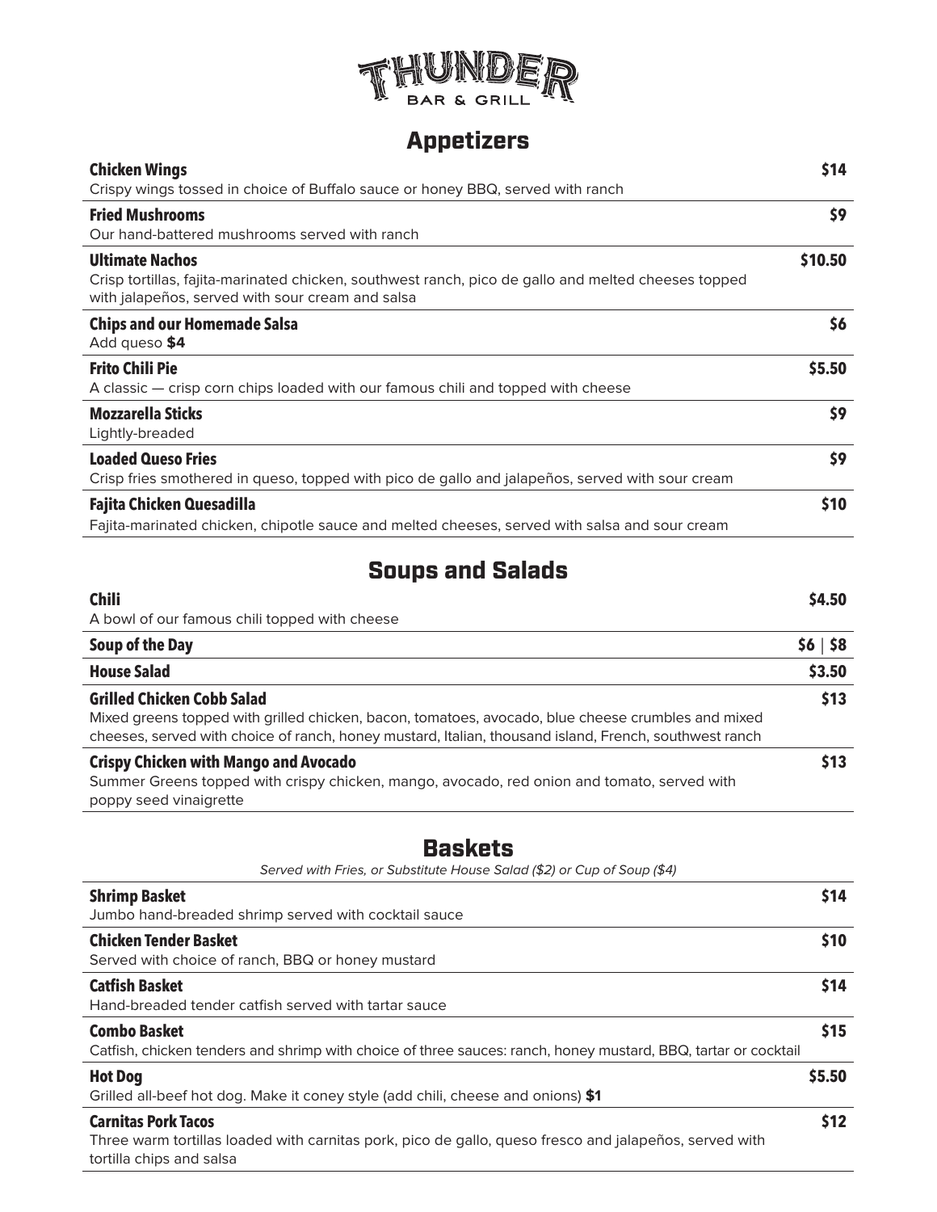# THUNDER BAR & GRILL

## Appetizers

**Chicken Wings** — **$14**
Crispy wings tossed in choice of Buffalo sauce or honey BBQ, served with ranch

**Fried Mushrooms** — **$9**
Our hand-battered mushrooms served with ranch

**Ultimate Nachos** — **$10.50**
Crisp tortillas, fajita-marinated chicken, southwest ranch, pico de gallo and melted cheeses topped with jalapeños, served with sour cream and salsa

**Chips and our Homemade Salsa** — **$6**
Add queso **$4**

**Frito Chili Pie** — **$5.50**
A classic — crisp corn chips loaded with our famous chili and topped with cheese

**Mozzarella Sticks** — **$9**
Lightly-breaded

**Loaded Queso Fries** — **$9**
Crisp fries smothered in queso, topped with pico de gallo and jalapeños, served with sour cream

**Fajita Chicken Quesadilla** — **$10**
Fajita-marinated chicken, chipotle sauce and melted cheeses, served with salsa and sour cream

## Soups and Salads

**Chili** — **$4.50**
A bowl of our famous chili topped with cheese

**Soup of the Day** — **$6 | $8**

**House Salad** — **$3.50**

**Grilled Chicken Cobb Salad** — **$13**
Mixed greens topped with grilled chicken, bacon, tomatoes, avocado, blue cheese crumbles and mixed cheeses, served with choice of ranch, honey mustard, Italian, thousand island, French, southwest ranch

**Crispy Chicken with Mango and Avocado** — **$13**
Summer Greens topped with crispy chicken, mango, avocado, red onion and tomato, served with poppy seed vinaigrette

## Baskets

*Served with Fries, or Substitute House Salad ($2) or Cup of Soup ($4)*

**Shrimp Basket** — **$14**
Jumbo hand-breaded shrimp served with cocktail sauce

**Chicken Tender Basket** — **$10**
Served with choice of ranch, BBQ or honey mustard

**Catfish Basket** — **$14**
Hand-breaded tender catfish served with tartar sauce

**Combo Basket** — **$15**
Catfish, chicken tenders and shrimp with choice of three sauces: ranch, honey mustard, BBQ, tartar or cocktail

**Hot Dog** — **$5.50**
Grilled all-beef hot dog. Make it coney style (add chili, cheese and onions) **$1**

**Carnitas Pork Tacos** — **$12**
Three warm tortillas loaded with carnitas pork, pico de gallo, queso fresco and jalapeños, served with tortilla chips and salsa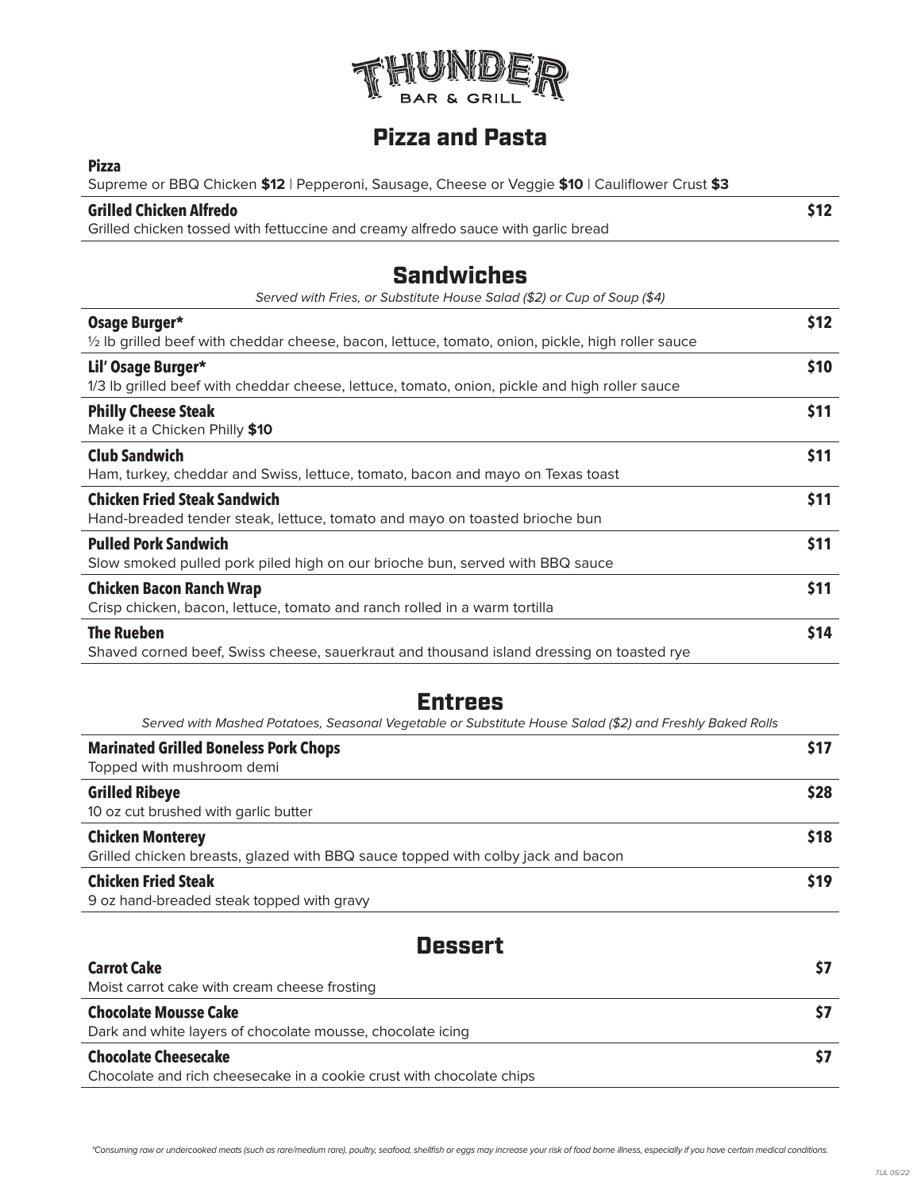# THUNDER BAR & GRILL

## Pizza and Pasta

**Pizza**
Supreme or BBQ Chicken **$12** | Pepperoni, Sausage, Cheese or Veggie **$10** | Cauliflower Crust **$3**

**Grilled Chicken Alfredo** — **$12**
Grilled chicken tossed with fettuccine and creamy alfredo sauce with garlic bread

## Sandwiches

*Served with Fries, or Substitute House Salad ($2) or Cup of Soup ($4)*

**Osage Burger*** — **$12**
½ lb grilled beef with cheddar cheese, bacon, lettuce, tomato, onion, pickle, high roller sauce

**Lil' Osage Burger*** — **$10**
1/3 lb grilled beef with cheddar cheese, lettuce, tomato, onion, pickle and high roller sauce

**Philly Cheese Steak** — **$11**
Make it a Chicken Philly **$10**

**Club Sandwich** — **$11**
Ham, turkey, cheddar and Swiss, lettuce, tomato, bacon and mayo on Texas toast

**Chicken Fried Steak Sandwich** — **$11**
Hand-breaded tender steak, lettuce, tomato and mayo on toasted brioche bun

**Pulled Pork Sandwich** — **$11**
Slow smoked pulled pork piled high on our brioche bun, served with BBQ sauce

**Chicken Bacon Ranch Wrap** — **$11**
Crisp chicken, bacon, lettuce, tomato and ranch rolled in a warm tortilla

**The Rueben** — **$14**
Shaved corned beef, Swiss cheese, sauerkraut and thousand island dressing on toasted rye

## Entrees

*Served with Mashed Potatoes, Seasonal Vegetable or Substitute House Salad ($2) and Freshly Baked Rolls*

**Marinated Grilled Boneless Pork Chops** — **$17**
Topped with mushroom demi

**Grilled Ribeye** — **$28**
10 oz cut brushed with garlic butter

**Chicken Monterey** — **$18**
Grilled chicken breasts, glazed with BBQ sauce topped with colby jack and bacon

**Chicken Fried Steak** — **$19**
9 oz hand-breaded steak topped with gravy

## Dessert

**Carrot Cake** — **$7**
Moist carrot cake with cream cheese frosting

**Chocolate Mousse Cake** — **$7**
Dark and white layers of chocolate mousse, chocolate icing

**Chocolate Cheesecake** — **$7**
Chocolate and rich cheesecake in a cookie crust with chocolate chips

*\*Consuming raw or undercooked meats (such as rare/medium rare), poultry, seafood, shellfish or eggs may increase your risk of food borne illness, especially if you have certain medical conditions.*

TUL 05/22